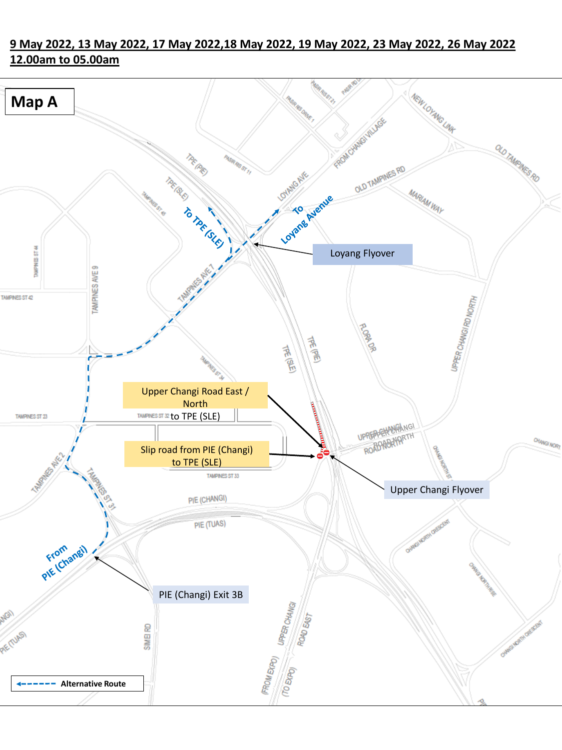**9 May 2022, 13 May 2022, 17 May 2022,18 May 2022, 19 May 2022, 23 May 2022, 26 May 2022**
**12.00am to 05.00am**

**Map A**

To TPE (SLE)

To Loyang Avenue

Loyang Flyover

Upper Changi Road East / North to TPE (SLE)

Slip road from PIE (Changi) to TPE (SLE)

Upper Changi Flyover

From PIE (Changi)

PIE (Changi) Exit 3B

Alternative Route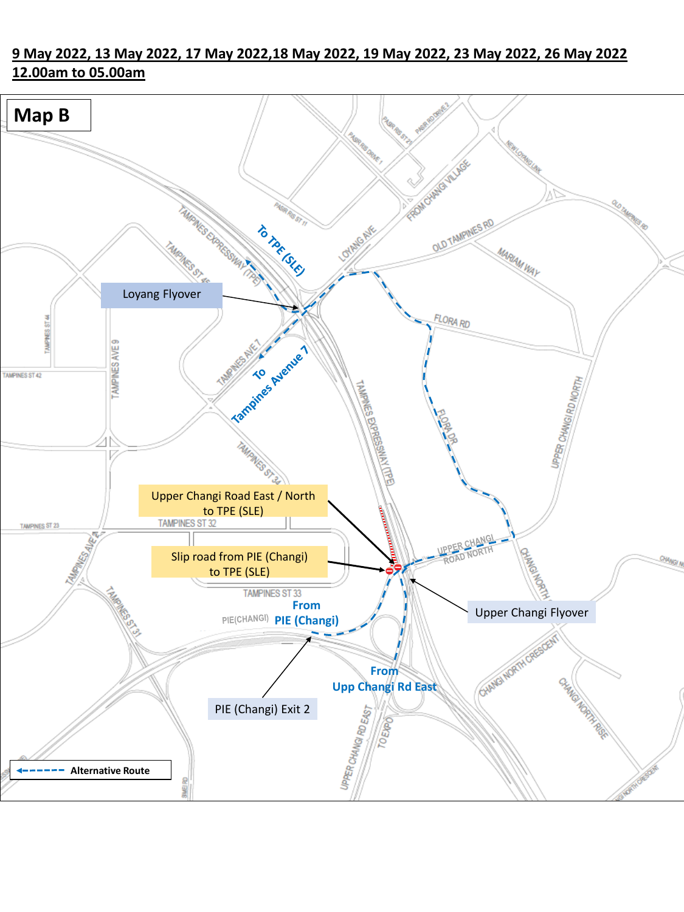**9 May 2022, 13 May 2022, 17 May 2022,18 May 2022, 19 May 2022, 23 May 2022, 26 May 2022**
**12.00am to 05.00am**

## Map B

- Loyang Flyover
- To TPE (SLE)
- To Tampines Avenue 7
- Upper Changi Road East / North to TPE (SLE)
- Slip road from PIE (Changi) to TPE (SLE)
- Upper Changi Flyover
- From PIE (Changi)
- PIE (Changi) Exit 2
- From Upp Changi Rd East

Alternative Route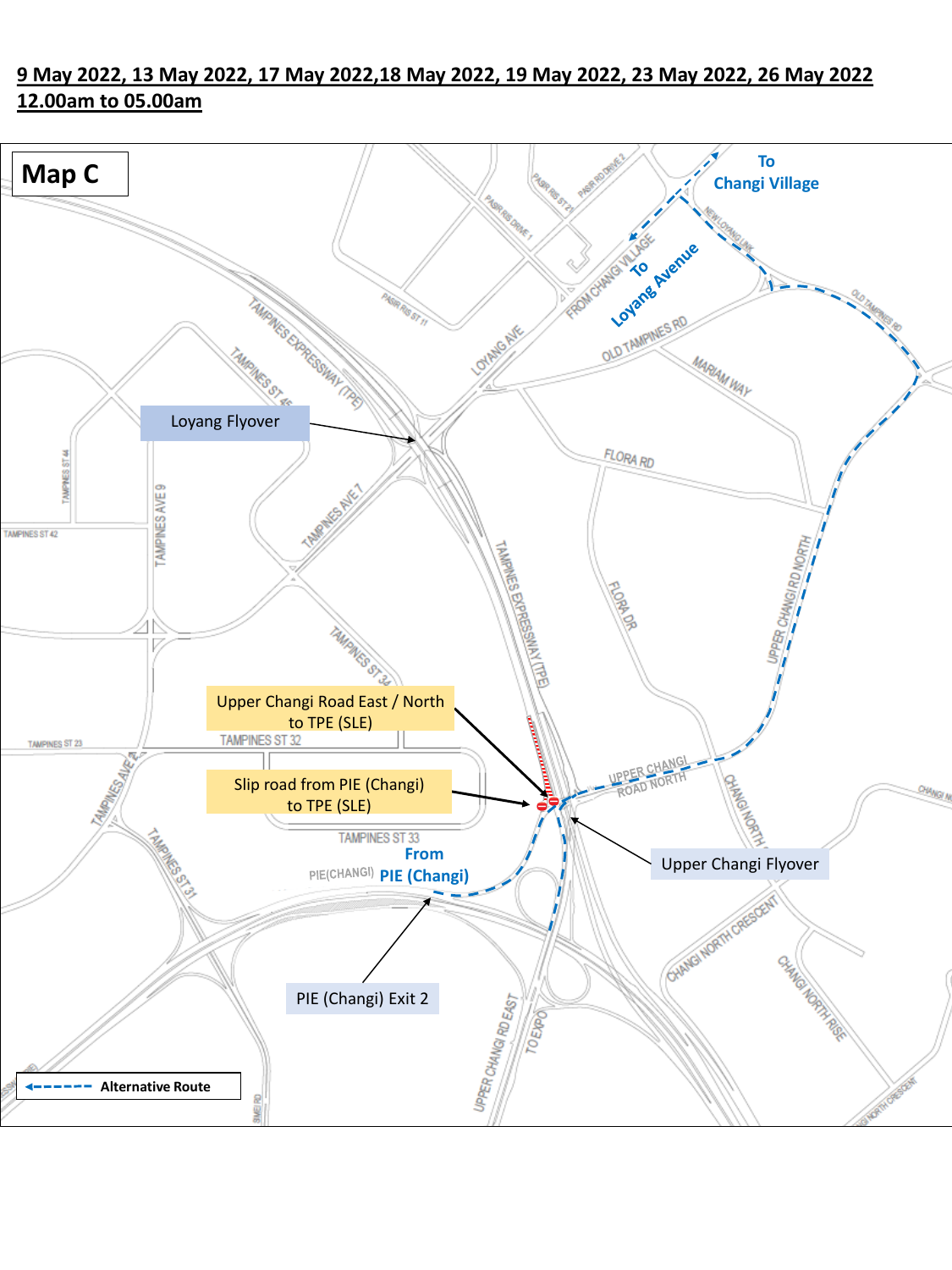**9 May 2022, 13 May 2022, 17 May 2022,18 May 2022, 19 May 2022, 23 May 2022, 26 May 2022**
**12.00am to 05.00am**

## Map C

Loyang Flyover

Upper Changi Road East / North to TPE (SLE)

Slip road from PIE (Changi) to TPE (SLE)

Upper Changi Flyover

PIE (Changi) Exit 2

From PIE (Changi)

To Changi Village

To Loyang Avenue

Alternative Route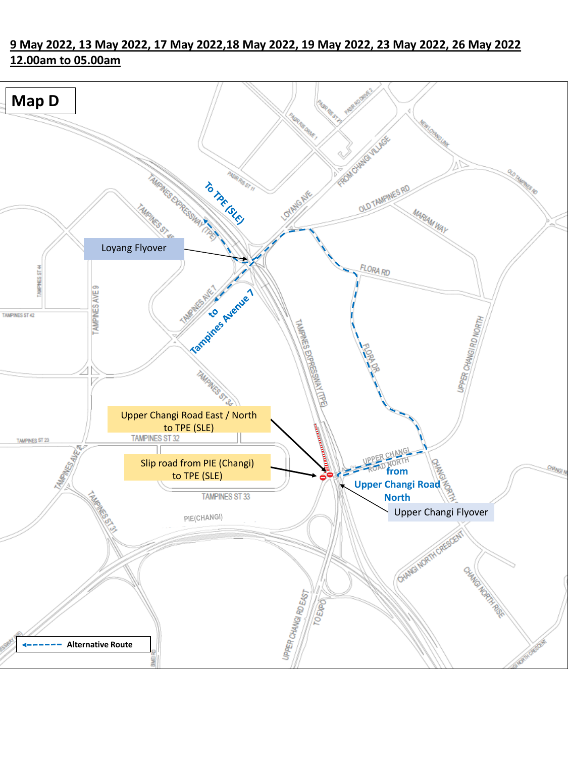**9 May 2022, 13 May 2022, 17 May 2022,18 May 2022, 19 May 2022, 23 May 2022, 26 May 2022**
**12.00am to 05.00am**

**Map D**

Loyang Flyover

To TPE (SLE)

to Tampines Avenue 7

Upper Changi Road East / North to TPE (SLE)

Slip road from PIE (Changi) to TPE (SLE)

from Upper Changi Road North

Upper Changi Flyover

Alternative Route